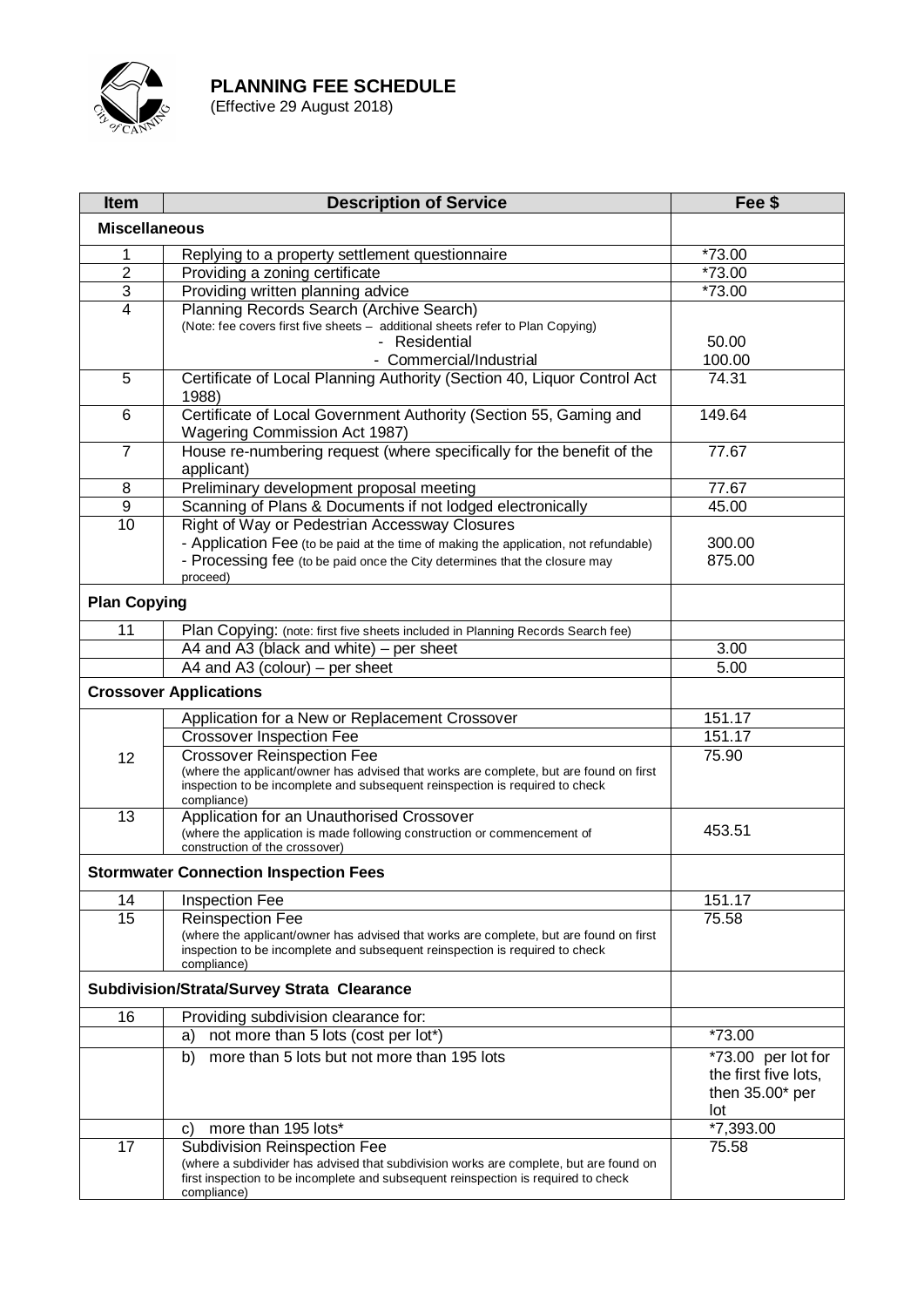# PLANNING FEE SCHEDULE

(Effective 29 August 2018)

| Item | Description of Service | Fee $ |
|---|---|---|
| **Miscellaneous** | | |
| 1 | Replying to a property settlement questionnaire | *73.00 |
| 2 | Providing a zoning certificate | *73.00 |
| 3 | Providing written planning advice | *73.00 |
| 4 | Planning Records Search (Archive Search)<br>(Note: fee covers first five sheets – additional sheets refer to Plan Copying)<br>- Residential<br>- Commercial/Industrial | <br><br>50.00<br>100.00 |
| 5 | Certificate of Local Planning Authority (Section 40, Liquor Control Act 1988) | 74.31 |
| 6 | Certificate of Local Government Authority (Section 55, Gaming and Wagering Commission Act 1987) | 149.64 |
| 7 | House re-numbering request (where specifically for the benefit of the applicant) | 77.67 |
| 8 | Preliminary development proposal meeting | 77.67 |
| 9 | Scanning of Plans & Documents if not lodged electronically | 45.00 |
| 10 | Right of Way or Pedestrian Accessway Closures<br>- Application Fee (to be paid at the time of making the application, not refundable)<br>- Processing fee (to be paid once the City determines that the closure may proceed) | <br>300.00<br>875.00 |
| **Plan Copying** | | |
| 11 | Plan Copying: (note: first five sheets included in Planning Records Search fee) | |
| | A4 and A3 (black and white) – per sheet | 3.00 |
| | A4 and A3 (colour) – per sheet | 5.00 |
| **Crossover Applications** | | |
| 12 | Application for a New or Replacement Crossover | 151.17 |
| | Crossover Inspection Fee | 151.17 |
| | Crossover Reinspection Fee<br>(where the applicant/owner has advised that works are complete, but are found on first inspection to be incomplete and subsequent reinspection is required to check compliance) | 75.90 |
| 13 | Application for an Unauthorised Crossover<br>(where the application is made following construction or commencement of construction of the crossover) | 453.51 |
| **Stormwater Connection Inspection Fees** | | |
| 14 | Inspection Fee | 151.17 |
| 15 | Reinspection Fee<br>(where the applicant/owner has advised that works are complete, but are found on first inspection to be incomplete and subsequent reinspection is required to check compliance) | 75.58 |
| **Subdivision/Strata/Survey Strata Clearance** | | |
| 16 | Providing subdivision clearance for: | |
| | a) not more than 5 lots (cost per lot*) | *73.00 |
| | b) more than 5 lots but not more than 195 lots | *73.00 per lot for the first five lots, then 35.00* per lot |
| | c) more than 195 lots* | *7,393.00 |
| 17 | Subdivision Reinspection Fee<br>(where a subdivider has advised that subdivision works are complete, but are found on first inspection to be incomplete and subsequent reinspection is required to check compliance) | 75.58 |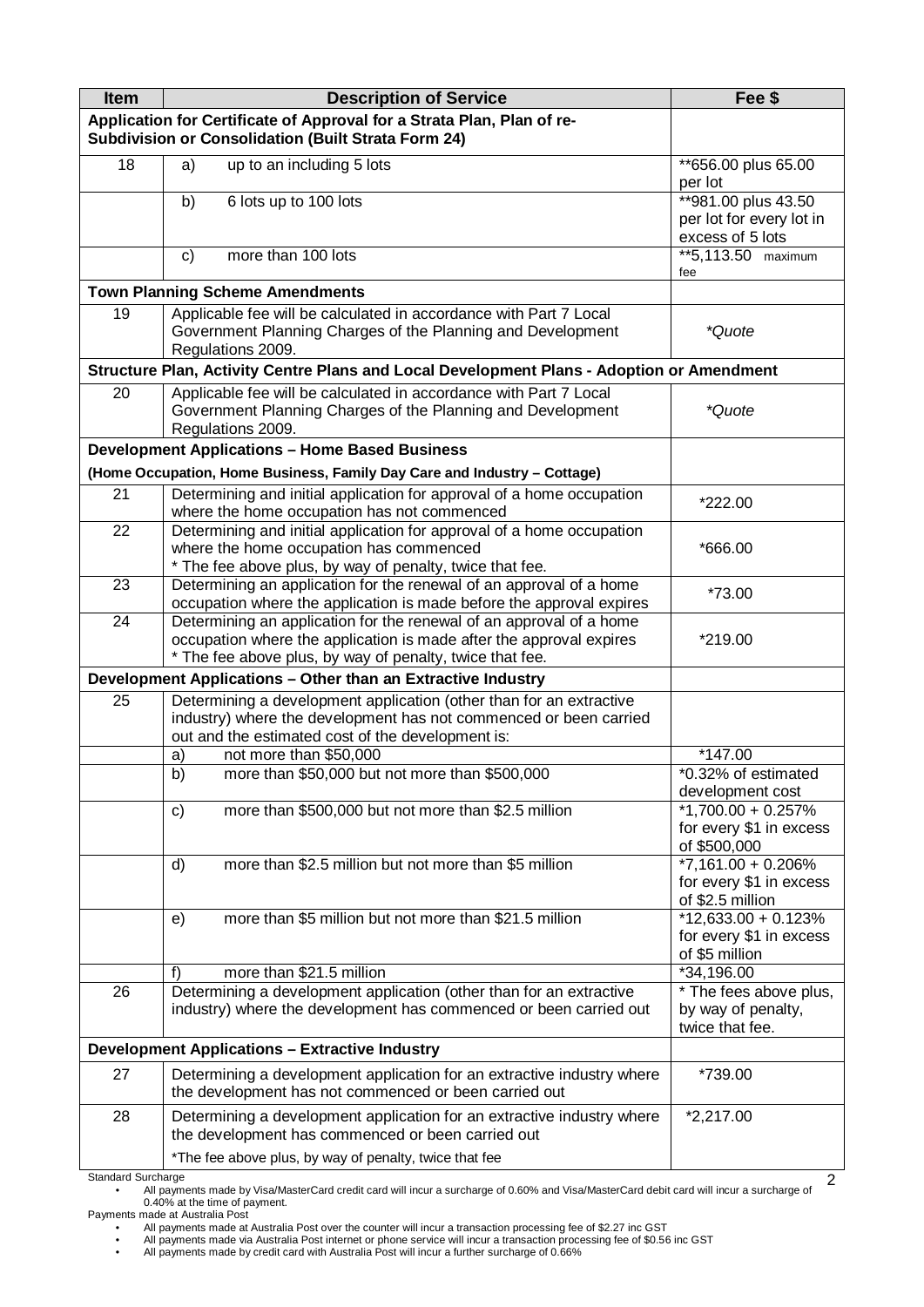| Item | Description of Service | Fee $ |
|---|---|---|
| **Application for Certificate of Approval for a Strata Plan, Plan of re-Subdivision or Consolidation (Built Strata Form 24)** | | |
| 18 | a) up to an including 5 lots | **656.00 plus 65.00 per lot |
| | b) 6 lots up to 100 lots | **981.00 plus 43.50 per lot for every lot in excess of 5 lots |
| | c) more than 100 lots | **5,113.50 maximum fee |
| **Town Planning Scheme Amendments** | | |
| 19 | Applicable fee will be calculated in accordance with Part 7 Local Government Planning Charges of the Planning and Development Regulations 2009. | *\*Quote* |
| **Structure Plan, Activity Centre Plans and Local Development Plans - Adoption or Amendment** | | |
| 20 | Applicable fee will be calculated in accordance with Part 7 Local Government Planning Charges of the Planning and Development Regulations 2009. | *\*Quote* |
| **Development Applications – Home Based Business (Home Occupation, Home Business, Family Day Care and Industry – Cottage)** | | |
| 21 | Determining and initial application for approval of a home occupation where the home occupation has not commenced | *222.00 |
| 22 | Determining and initial application for approval of a home occupation where the home occupation has commenced<br>* The fee above plus, by way of penalty, twice that fee. | *666.00 |
| 23 | Determining an application for the renewal of an approval of a home occupation where the application is made before the approval expires | *73.00 |
| 24 | Determining an application for the renewal of an approval of a home occupation where the application is made after the approval expires<br>* The fee above plus, by way of penalty, twice that fee. | *219.00 |
| **Development Applications – Other than an Extractive Industry** | | |
| 25 | Determining a development application (other than for an extractive industry) where the development has not commenced or been carried out and the estimated cost of the development is: | |
| | a) not more than $50,000 | *147.00 |
| | b) more than $50,000 but not more than $500,000 | *0.32% of estimated development cost |
| | c) more than $500,000 but not more than $2.5 million | *1,700.00 + 0.257% for every $1 in excess of $500,000 |
| | d) more than $2.5 million but not more than $5 million | *7,161.00 + 0.206% for every $1 in excess of $2.5 million |
| | e) more than $5 million but not more than $21.5 million | *12,633.00 + 0.123% for every $1 in excess of $5 million |
| | f) more than $21.5 million | *34,196.00 |
| 26 | Determining a development application (other than for an extractive industry) where the development has commenced or been carried out | * The fees above plus, by way of penalty, twice that fee. |
| **Development Applications – Extractive Industry** | | |
| 27 | Determining a development application for an extractive industry where the development has not commenced or been carried out | *739.00 |
| 28 | Determining a development application for an extractive industry where the development has commenced or been carried out<br>*The fee above plus, by way of penalty, twice that fee | *2,217.00 |

Standard Surcharge

- All payments made by Visa/MasterCard credit card will incur a surcharge of 0.60% and Visa/MasterCard debit card will incur a surcharge of 0.40% at the time of payment.

Payments made at Australia Post

- All payments made at Australia Post over the counter will incur a transaction processing fee of $2.27 inc GST
- All payments made via Australia Post internet or phone service will incur a transaction processing fee of $0.56 inc GST
- All payments made by credit card with Australia Post will incur a further surcharge of 0.66%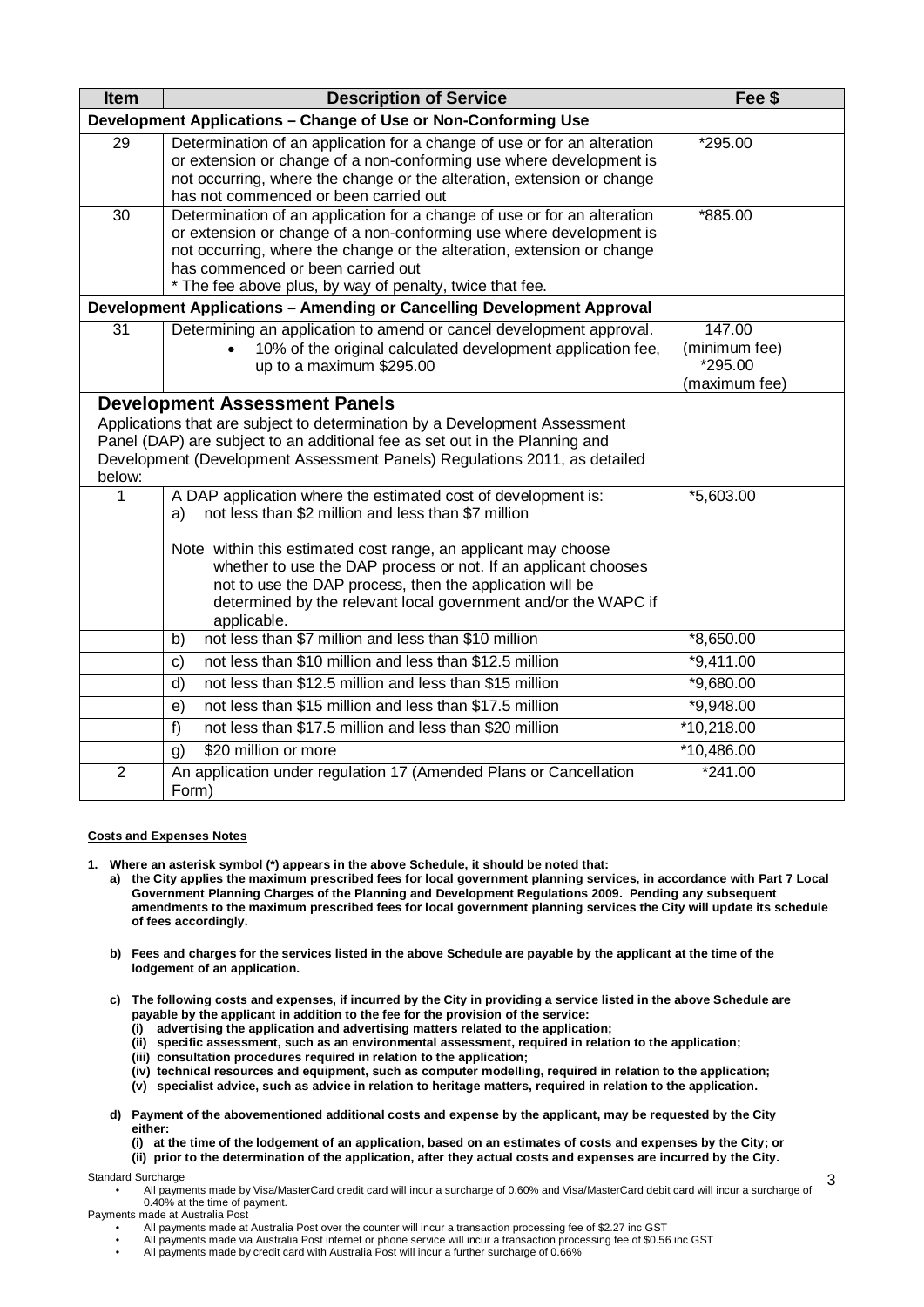| Item | Description of Service | Fee $ |
|---|---|---|
| **Development Applications – Change of Use or Non-Conforming Use** | | |
| 29 | Determination of an application for a change of use or for an alteration or extension or change of a non-conforming use where development is not occurring, where the change or the alteration, extension or change has not commenced or been carried out | *295.00 |
| 30 | Determination of an application for a change of use or for an alteration or extension or change of a non-conforming use where development is not occurring, where the change or the alteration, extension or change has commenced or been carried out<br>* The fee above plus, by way of penalty, twice that fee. | *885.00 |
| **Development Applications – Amending or Cancelling Development Approval** | | |
| 31 | Determining an application to amend or cancel development approval.<br>• 10% of the original calculated development application fee, up to a maximum $295.00 | 147.00 (minimum fee)<br>*295.00 (maximum fee) |
| **Development Assessment Panels**<br>Applications that are subject to determination by a Development Assessment Panel (DAP) are subject to an additional fee as set out in the Planning and Development (Development Assessment Panels) Regulations 2011, as detailed below: | | |
| 1 | A DAP application where the estimated cost of development is:<br>a) not less than $2 million and less than $7 million<br><br>Note within this estimated cost range, an applicant may choose whether to use the DAP process or not. If an applicant chooses not to use the DAP process, then the application will be determined by the relevant local government and/or the WAPC if applicable. | *5,603.00 |
| | b) not less than $7 million and less than $10 million | *8,650.00 |
| | c) not less than $10 million and less than $12.5 million | *9,411.00 |
| | d) not less than $12.5 million and less than $15 million | *9,680.00 |
| | e) not less than $15 million and less than $17.5 million | *9,948.00 |
| | f) not less than $17.5 million and less than $20 million | *10,218.00 |
| | g) $20 million or more | *10,486.00 |
| 2 | An application under regulation 17 (Amended Plans or Cancellation Form) | *241.00 |

**Costs and Expenses Notes**

1. **Where an asterisk symbol (*) appears in the above Schedule, it should be noted that:**
   a) **the City applies the maximum prescribed fees for local government planning services, in accordance with Part 7 Local Government Planning Charges of the Planning and Development Regulations 2009. Pending any subsequent amendments to the maximum prescribed fees for local government planning services the City will update its schedule of fees accordingly.**

   b) **Fees and charges for the services listed in the above Schedule are payable by the applicant at the time of the lodgement of an application.**

   c) **The following costs and expenses, if incurred by the City in providing a service listed in the above Schedule are payable by the applicant in addition to the fee for the provision of the service:**
      **(i) advertising the application and advertising matters related to the application;**
      **(ii) specific assessment, such as an environmental assessment, required in relation to the application;**
      **(iii) consultation procedures required in relation to the application;**
      **(iv) technical resources and equipment, such as computer modelling, required in relation to the application;**
      **(v) specialist advice, such as advice in relation to heritage matters, required in relation to the application.**

   d) **Payment of the abovementioned additional costs and expense by the applicant, may be requested by the City either:**
      **(i) at the time of the lodgement of an application, based on an estimates of costs and expenses by the City; or**
      **(ii) prior to the determination of the application, after they actual costs and expenses are incurred by the City.**

Standard Surcharge

- All payments made by Visa/MasterCard credit card will incur a surcharge of 0.60% and Visa/MasterCard debit card will incur a surcharge of 0.40% at the time of payment.

Payments made at Australia Post

- All payments made at Australia Post over the counter will incur a transaction processing fee of $2.27 inc GST
- All payments made via Australia Post internet or phone service will incur a transaction processing fee of $0.56 inc GST
- All payments made by credit card with Australia Post will incur a further surcharge of 0.66%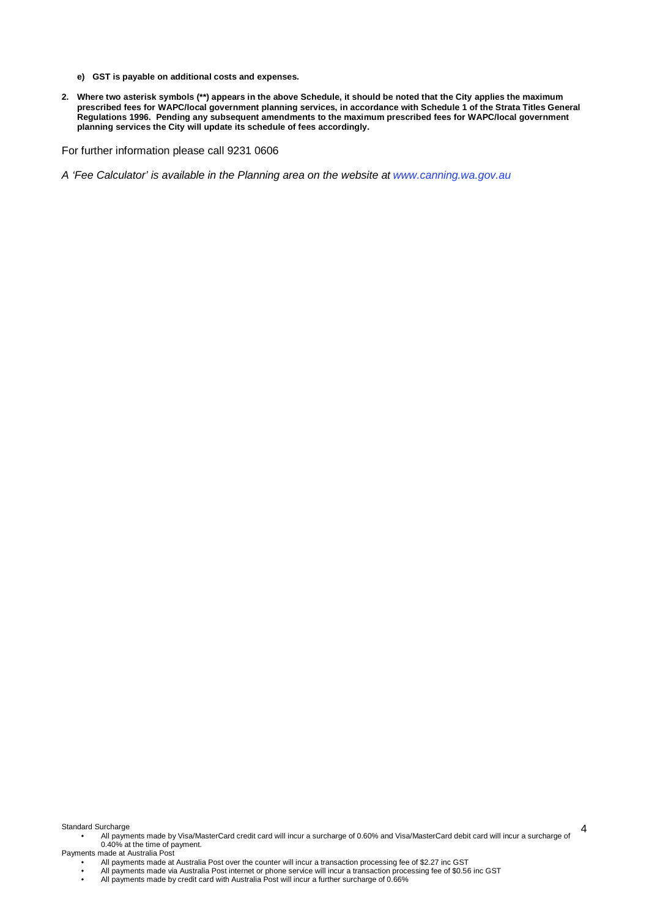**e) GST is payable on additional costs and expenses.**

**2. Where two asterisk symbols (**) appears in the above Schedule, it should be noted that the City applies the maximum prescribed fees for WAPC/local government planning services, in accordance with Schedule 1 of the Strata Titles General Regulations 1996. Pending any subsequent amendments to the maximum prescribed fees for WAPC/local government planning services the City will update its schedule of fees accordingly.**

For further information please call 9231 0606

*A 'Fee Calculator' is available in the Planning area on the website at www.canning.wa.gov.au*

Standard Surcharge

- All payments made by Visa/MasterCard credit card will incur a surcharge of 0.60% and Visa/MasterCard debit card will incur a surcharge of 0.40% at the time of payment.

Payments made at Australia Post

- All payments made at Australia Post over the counter will incur a transaction processing fee of $2.27 inc GST
- All payments made via Australia Post internet or phone service will incur a transaction processing fee of $0.56 inc GST
- All payments made by credit card with Australia Post will incur a further surcharge of 0.66%